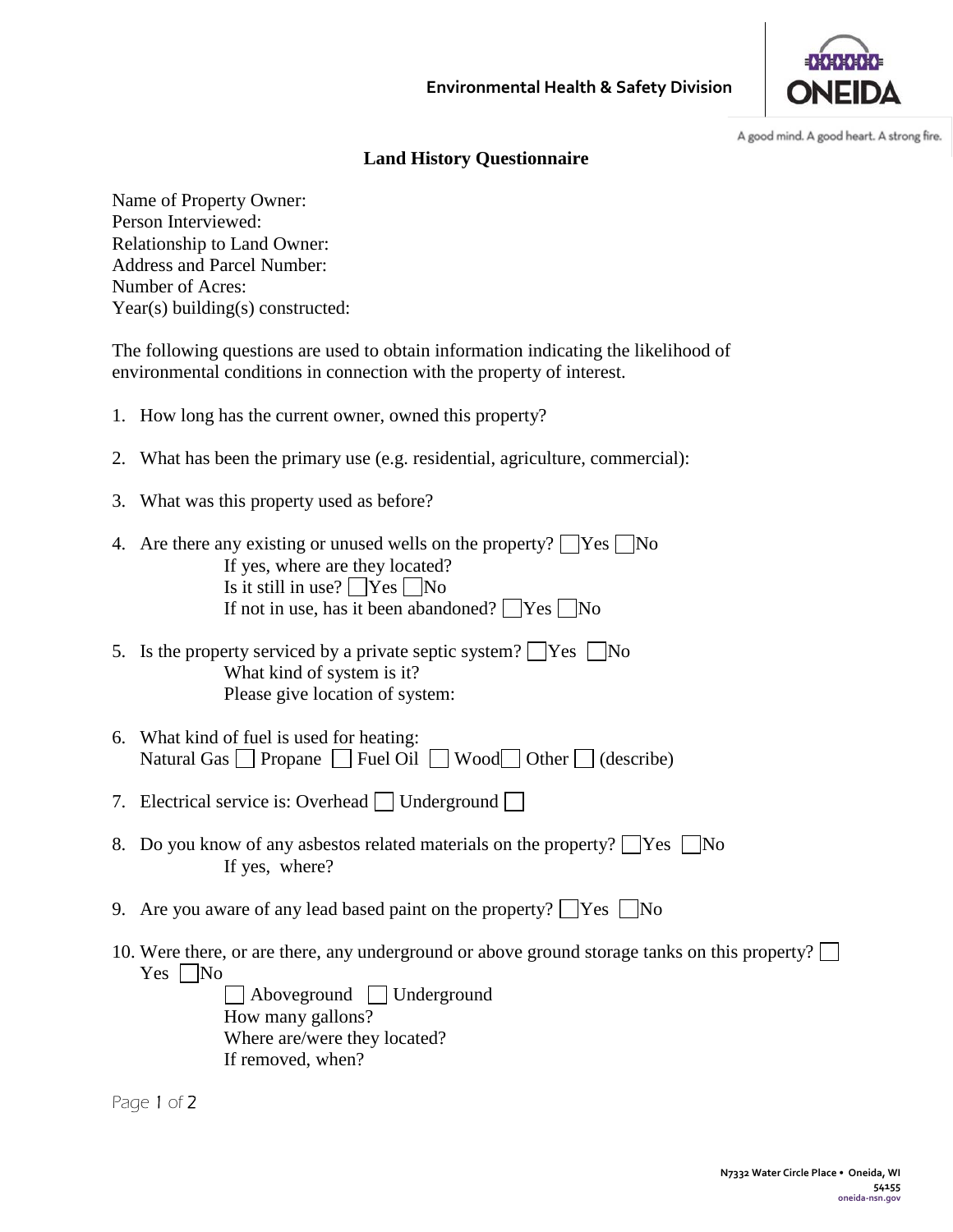Environmental Health & Safety Division

ONEIDA

A good mind. A good heart. A strong fire.

# Land History Questionnaire

Name of Property Owner:
Person Interviewed:
Relationship to Land Owner:
Address and Parcel Number:
Number of Acres:
Year(s) building(s) constructed:

The following questions are used to obtain information indicating the likelihood of environmental conditions in connection with the property of interest.

1. How long has the current owner, owned this property?

2. What has been the primary use (e.g. residential, agriculture, commercial):

3. What was this property used as before?

4. Are there any existing or unused wells on the property? ☐ Yes ☐ No
   If yes, where are they located?
   Is it still in use? ☐ Yes ☐ No
   If not in use, has it been abandoned? ☐ Yes ☐ No

5. Is the property serviced by a private septic system? ☐ Yes ☐ No
   What kind of system is it?
   Please give location of system:

6. What kind of fuel is used for heating:
   Natural Gas ☐ Propane ☐ Fuel Oil ☐ Wood ☐ Other ☐ (describe)

7. Electrical service is: Overhead ☐ Underground ☐

8. Do you know of any asbestos related materials on the property? ☐ Yes ☐ No
   If yes, where?

9. Are you aware of any lead based paint on the property? ☐ Yes ☐ No

10. Were there, or are there, any underground or above ground storage tanks on this property? ☐ Yes ☐ No
    ☐ Aboveground ☐ Underground
    How many gallons?
    Where are/were they located?
    If removed, when?

N7332 Water Circle Place • Oneida, WI 54155
oneida-nsn.gov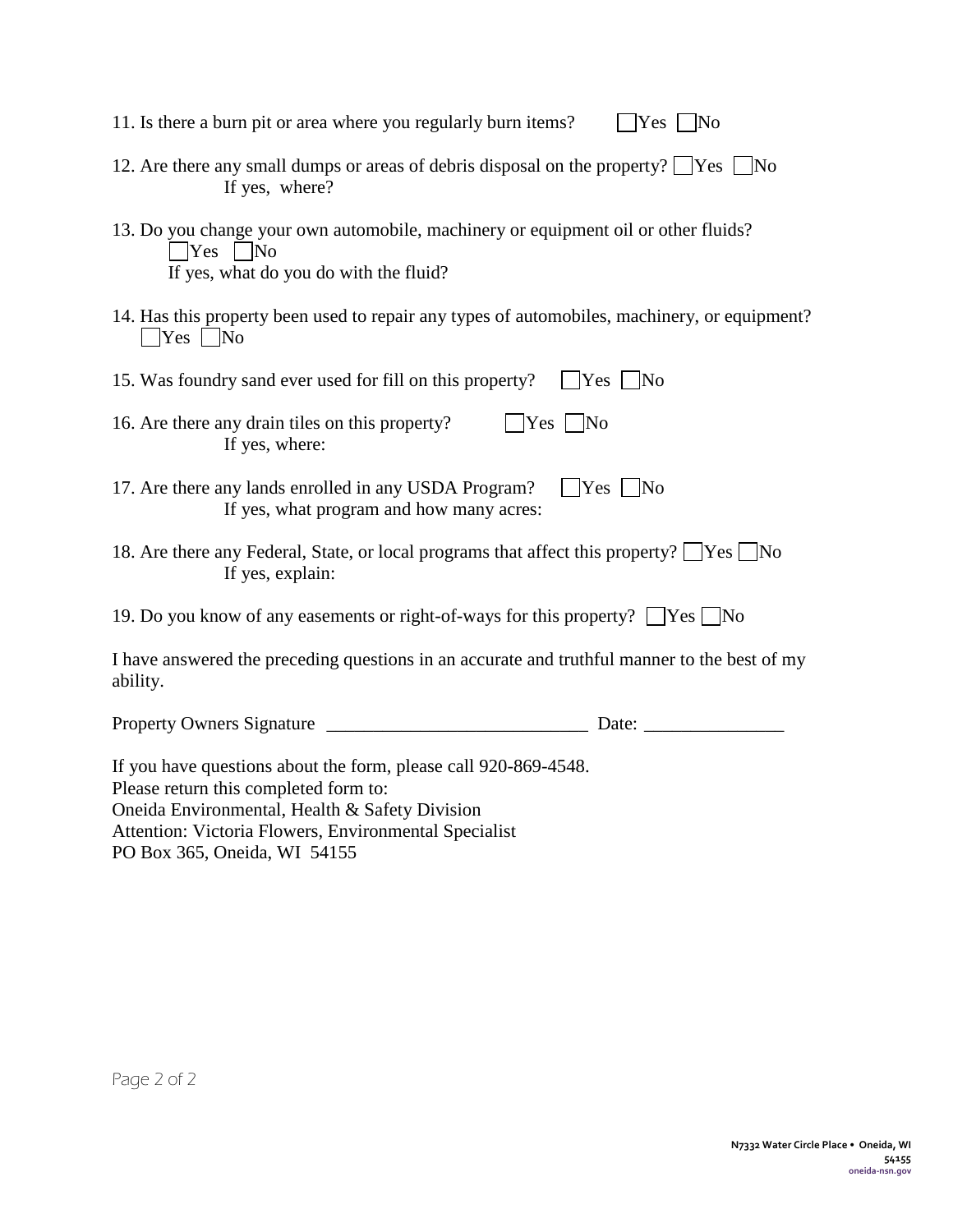11. Is there a burn pit or area where you regularly burn items? ☐ Yes ☐ No

12. Are there any small dumps or areas of debris disposal on the property? ☐ Yes ☐ No
    If yes, where?

13. Do you change your own automobile, machinery or equipment oil or other fluids?
    ☐ Yes ☐ No
    If yes, what do you do with the fluid?

14. Has this property been used to repair any types of automobiles, machinery, or equipment?
    ☐ Yes ☐ No

15. Was foundry sand ever used for fill on this property? ☐ Yes ☐ No

16. Are there any drain tiles on this property? ☐ Yes ☐ No
    If yes, where:

17. Are there any lands enrolled in any USDA Program? ☐ Yes ☐ No
    If yes, what program and how many acres:

18. Are there any Federal, State, or local programs that affect this property? ☐ Yes ☐ No
    If yes, explain:

19. Do you know of any easements or right-of-ways for this property? ☐ Yes ☐ No

I have answered the preceding questions in an accurate and truthful manner to the best of my ability.

Property Owners Signature ____________________________ Date: _______________

If you have questions about the form, please call 920-869-4548.
Please return this completed form to:
Oneida Environmental, Health & Safety Division
Attention: Victoria Flowers, Environmental Specialist
PO Box 365, Oneida, WI 54155

**N7332 Water Circle Place • Oneida, WI 54155**
**oneida-nsn.gov**